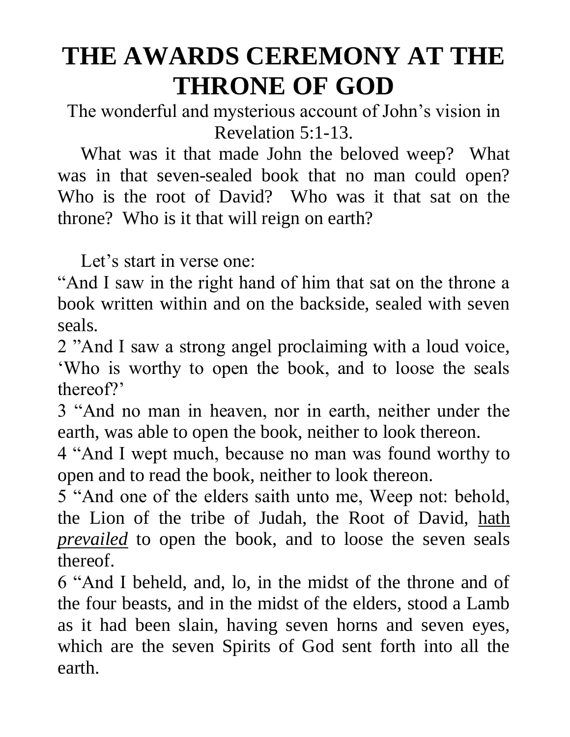# THE AWARDS CEREMONY AT THE THRONE OF GOD

The wonderful and mysterious account of John's vision in Revelation 5:1-13.

What was it that made John the beloved weep? What was in that seven-sealed book that no man could open? Who is the root of David? Who was it that sat on the throne? Who is it that will reign on earth?

Let's start in verse one:

"And I saw in the right hand of him that sat on the throne a book written within and on the backside, sealed with seven seals.

2 "And I saw a strong angel proclaiming with a loud voice, 'Who is worthy to open the book, and to loose the seals thereof?'

3 "And no man in heaven, nor in earth, neither under the earth, was able to open the book, neither to look thereon.

4 "And I wept much, because no man was found worthy to open and to read the book, neither to look thereon.

5 "And one of the elders saith unto me, Weep not: behold, the Lion of the tribe of Judah, the Root of David, <u>hath *prevailed*</u> to open the book, and to loose the seven seals thereof.

6 "And I beheld, and, lo, in the midst of the throne and of the four beasts, and in the midst of the elders, stood a Lamb as it had been slain, having seven horns and seven eyes, which are the seven Spirits of God sent forth into all the earth.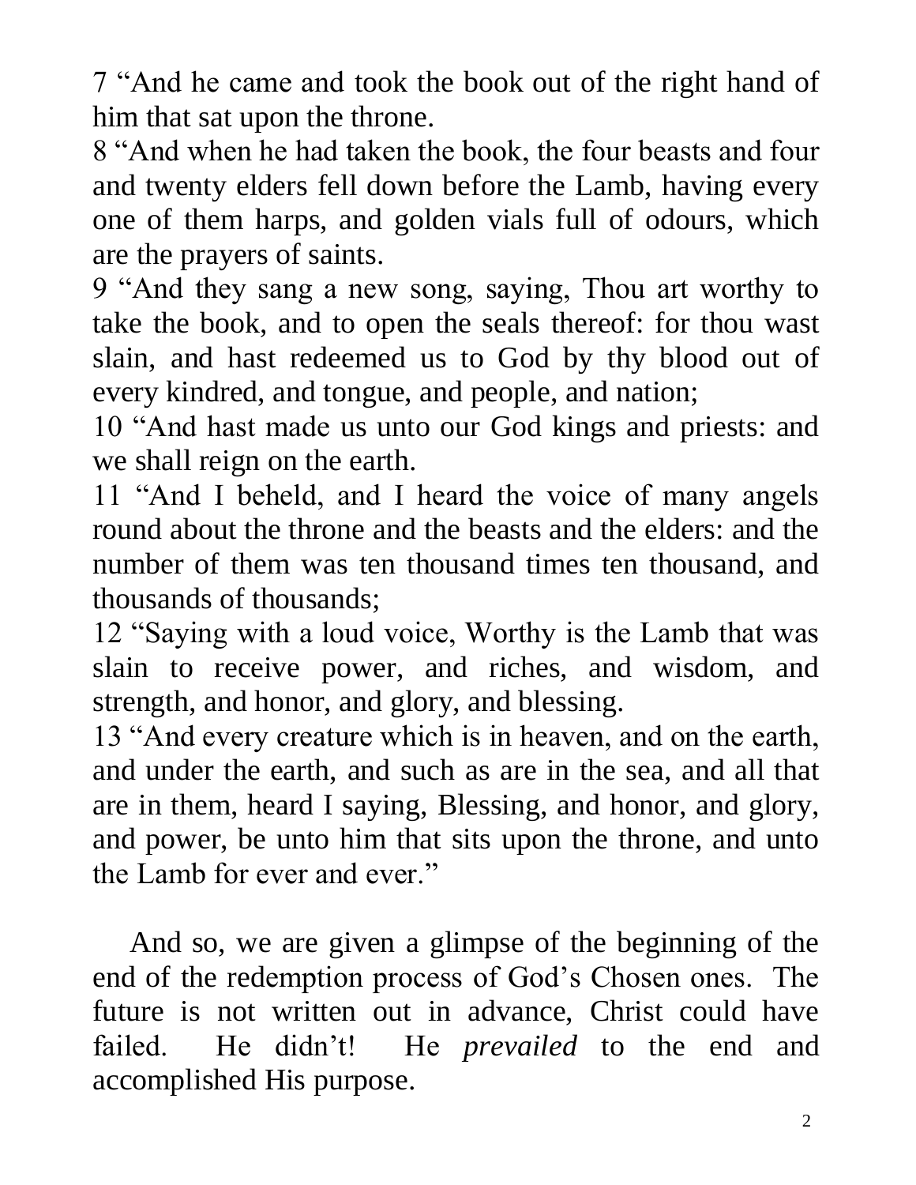7 "And he came and took the book out of the right hand of him that sat upon the throne.

8 "And when he had taken the book, the four beasts and four and twenty elders fell down before the Lamb, having every one of them harps, and golden vials full of odours, which are the prayers of saints.

9 "And they sang a new song, saying, Thou art worthy to take the book, and to open the seals thereof: for thou wast slain, and hast redeemed us to God by thy blood out of every kindred, and tongue, and people, and nation;

10 "And hast made us unto our God kings and priests: and we shall reign on the earth.

11 "And I beheld, and I heard the voice of many angels round about the throne and the beasts and the elders: and the number of them was ten thousand times ten thousand, and thousands of thousands;

12 "Saying with a loud voice, Worthy is the Lamb that was slain to receive power, and riches, and wisdom, and strength, and honor, and glory, and blessing.

13 "And every creature which is in heaven, and on the earth, and under the earth, and such as are in the sea, and all that are in them, heard I saying, Blessing, and honor, and glory, and power, be unto him that sits upon the throne, and unto the Lamb for ever and ever."

And so, we are given a glimpse of the beginning of the end of the redemption process of God's Chosen ones. The future is not written out in advance, Christ could have failed. He didn't! He *prevailed* to the end and accomplished His purpose.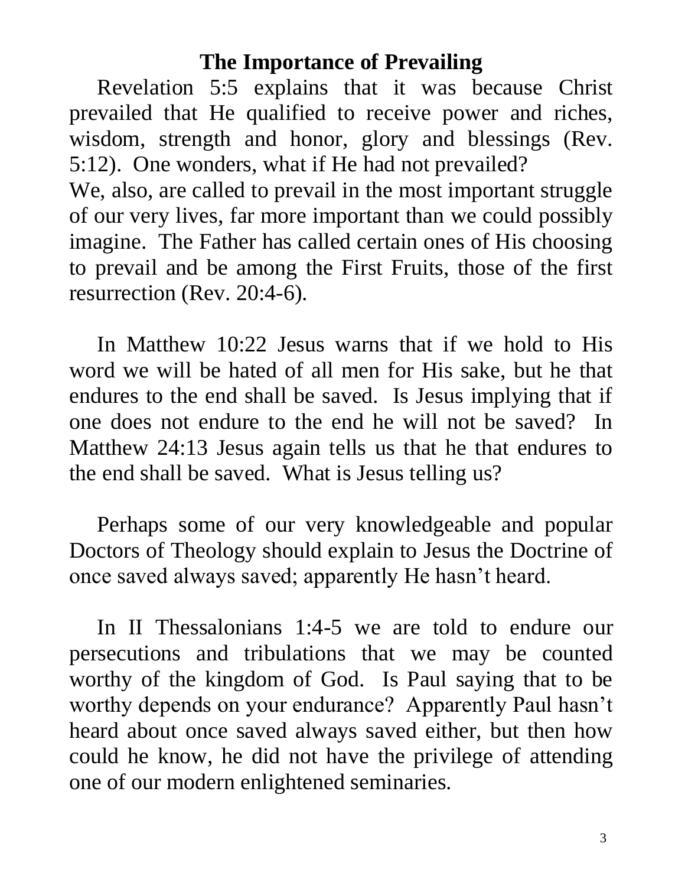## The Importance of Prevailing

Revelation 5:5 explains that it was because Christ prevailed that He qualified to receive power and riches, wisdom, strength and honor, glory and blessings (Rev. 5:12). One wonders, what if He had not prevailed?
We, also, are called to prevail in the most important struggle of our very lives, far more important than we could possibly imagine. The Father has called certain ones of His choosing to prevail and be among the First Fruits, those of the first resurrection (Rev. 20:4-6).

In Matthew 10:22 Jesus warns that if we hold to His word we will be hated of all men for His sake, but he that endures to the end shall be saved. Is Jesus implying that if one does not endure to the end he will not be saved? In Matthew 24:13 Jesus again tells us that he that endures to the end shall be saved. What is Jesus telling us?

Perhaps some of our very knowledgeable and popular Doctors of Theology should explain to Jesus the Doctrine of once saved always saved; apparently He hasn't heard.

In II Thessalonians 1:4-5 we are told to endure our persecutions and tribulations that we may be counted worthy of the kingdom of God. Is Paul saying that to be worthy depends on your endurance? Apparently Paul hasn't heard about once saved always saved either, but then how could he know, he did not have the privilege of attending one of our modern enlightened seminaries.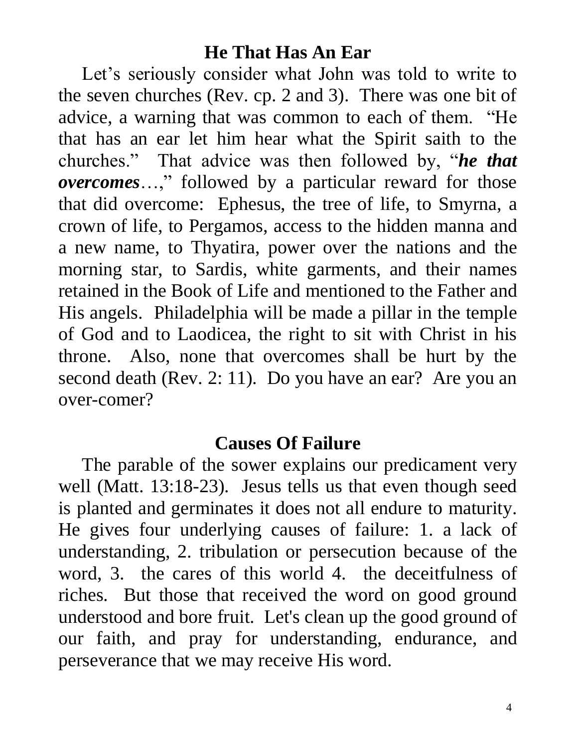## He That Has An Ear

Let's seriously consider what John was told to write to the seven churches (Rev. cp. 2 and 3). There was one bit of advice, a warning that was common to each of them. "He that has an ear let him hear what the Spirit saith to the churches." That advice was then followed by, "***he that overcomes***…," followed by a particular reward for those that did overcome: Ephesus, the tree of life, to Smyrna, a crown of life, to Pergamos, access to the hidden manna and a new name, to Thyatira, power over the nations and the morning star, to Sardis, white garments, and their names retained in the Book of Life and mentioned to the Father and His angels. Philadelphia will be made a pillar in the temple of God and to Laodicea, the right to sit with Christ in his throne. Also, none that overcomes shall be hurt by the second death (Rev. 2: 11). Do you have an ear? Are you an over-comer?

## Causes Of Failure

The parable of the sower explains our predicament very well (Matt. 13:18-23). Jesus tells us that even though seed is planted and germinates it does not all endure to maturity. He gives four underlying causes of failure: 1. a lack of understanding, 2. tribulation or persecution because of the word, 3. the cares of this world 4. the deceitfulness of riches. But those that received the word on good ground understood and bore fruit. Let's clean up the good ground of our faith, and pray for understanding, endurance, and perseverance that we may receive His word.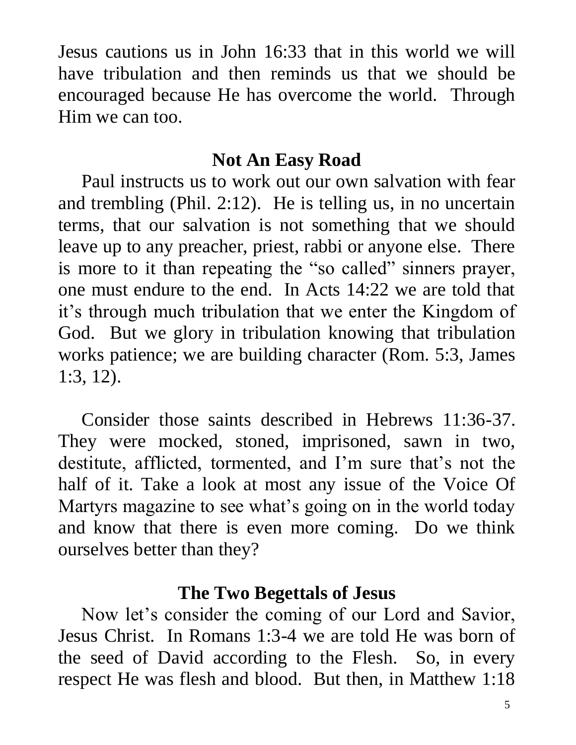Jesus cautions us in John 16:33 that in this world we will have tribulation and then reminds us that we should be encouraged because He has overcome the world. Through Him we can too.

## Not An Easy Road

Paul instructs us to work out our own salvation with fear and trembling (Phil. 2:12). He is telling us, in no uncertain terms, that our salvation is not something that we should leave up to any preacher, priest, rabbi or anyone else. There is more to it than repeating the "so called" sinners prayer, one must endure to the end. In Acts 14:22 we are told that it's through much tribulation that we enter the Kingdom of God. But we glory in tribulation knowing that tribulation works patience; we are building character (Rom. 5:3, James 1:3, 12).

Consider those saints described in Hebrews 11:36-37. They were mocked, stoned, imprisoned, sawn in two, destitute, afflicted, tormented, and I'm sure that's not the half of it. Take a look at most any issue of the Voice Of Martyrs magazine to see what's going on in the world today and know that there is even more coming. Do we think ourselves better than they?

## The Two Begettals of Jesus

Now let's consider the coming of our Lord and Savior, Jesus Christ. In Romans 1:3-4 we are told He was born of the seed of David according to the Flesh. So, in every respect He was flesh and blood. But then, in Matthew 1:18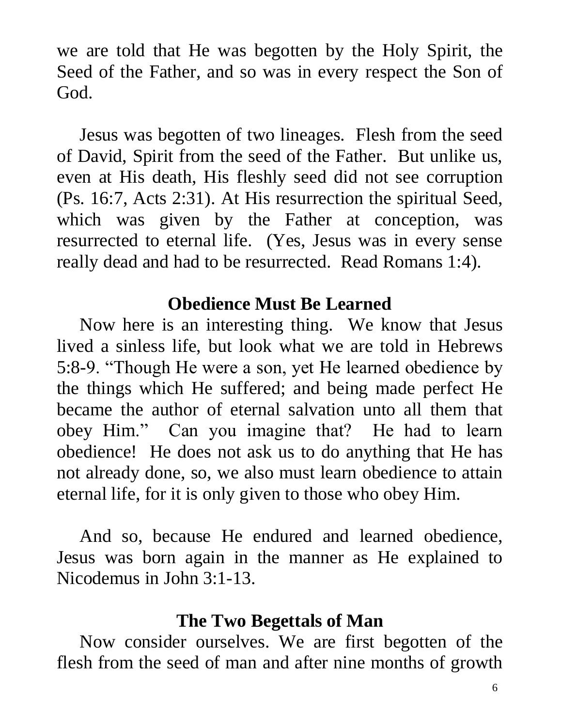we are told that He was begotten by the Holy Spirit, the Seed of the Father, and so was in every respect the Son of God.

Jesus was begotten of two lineages. Flesh from the seed of David, Spirit from the seed of the Father. But unlike us, even at His death, His fleshly seed did not see corruption (Ps. 16:7, Acts 2:31). At His resurrection the spiritual Seed, which was given by the Father at conception, was resurrected to eternal life. (Yes, Jesus was in every sense really dead and had to be resurrected. Read Romans 1:4).

## Obedience Must Be Learned

Now here is an interesting thing. We know that Jesus lived a sinless life, but look what we are told in Hebrews 5:8-9. "Though He were a son, yet He learned obedience by the things which He suffered; and being made perfect He became the author of eternal salvation unto all them that obey Him." Can you imagine that? He had to learn obedience! He does not ask us to do anything that He has not already done, so, we also must learn obedience to attain eternal life, for it is only given to those who obey Him.

And so, because He endured and learned obedience, Jesus was born again in the manner as He explained to Nicodemus in John 3:1-13.

## The Two Begettals of Man

Now consider ourselves. We are first begotten of the flesh from the seed of man and after nine months of growth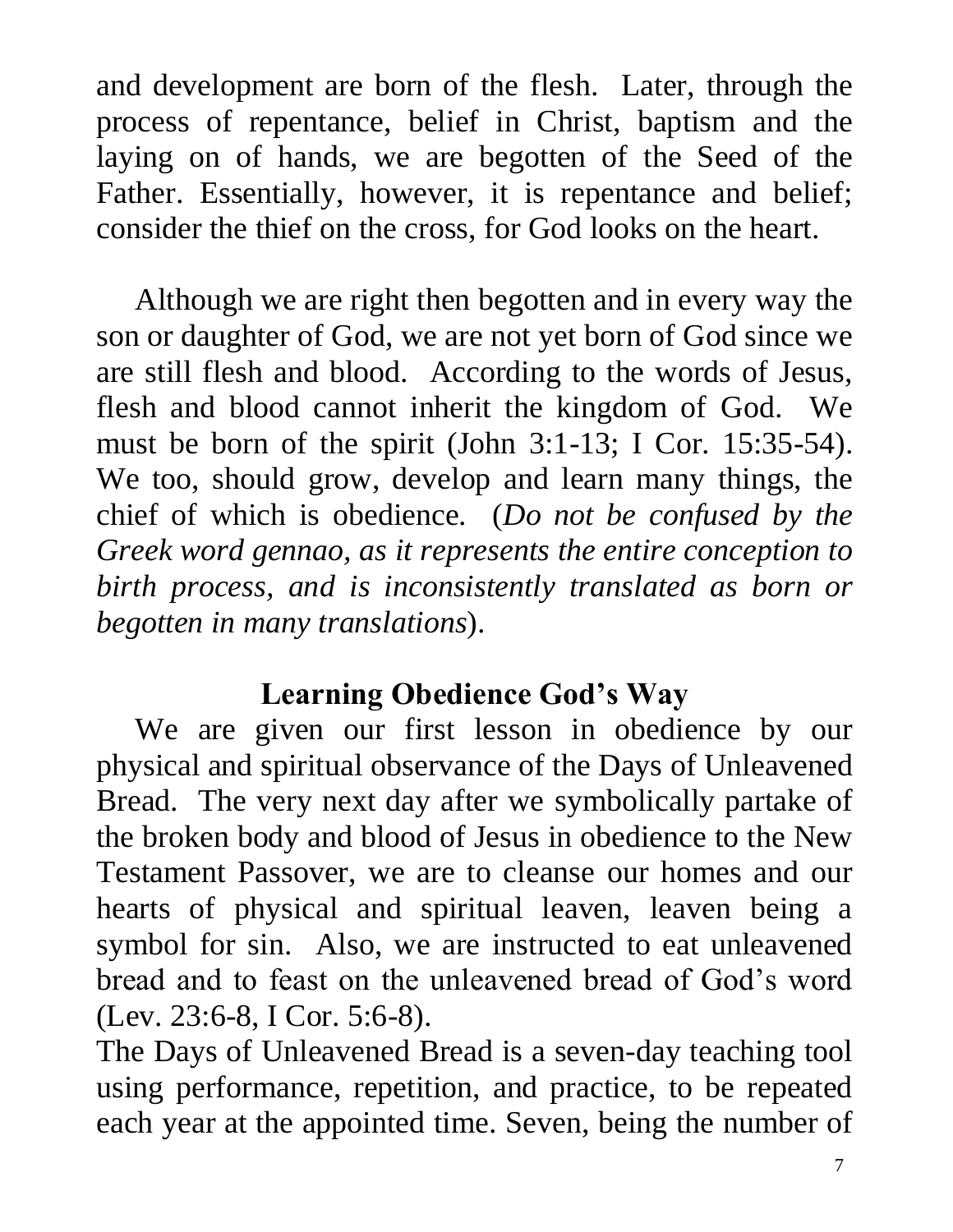and development are born of the flesh. Later, through the process of repentance, belief in Christ, baptism and the laying on of hands, we are begotten of the Seed of the Father. Essentially, however, it is repentance and belief; consider the thief on the cross, for God looks on the heart.

Although we are right then begotten and in every way the son or daughter of God, we are not yet born of God since we are still flesh and blood. According to the words of Jesus, flesh and blood cannot inherit the kingdom of God. We must be born of the spirit (John 3:1-13; I Cor. 15:35-54). We too, should grow, develop and learn many things, the chief of which is obedience. (*Do not be confused by the Greek word gennao, as it represents the entire conception to birth process, and is inconsistently translated as born or begotten in many translations*).

## Learning Obedience God's Way

We are given our first lesson in obedience by our physical and spiritual observance of the Days of Unleavened Bread. The very next day after we symbolically partake of the broken body and blood of Jesus in obedience to the New Testament Passover, we are to cleanse our homes and our hearts of physical and spiritual leaven, leaven being a symbol for sin. Also, we are instructed to eat unleavened bread and to feast on the unleavened bread of God's word (Lev. 23:6-8, I Cor. 5:6-8).

The Days of Unleavened Bread is a seven-day teaching tool using performance, repetition, and practice, to be repeated each year at the appointed time. Seven, being the number of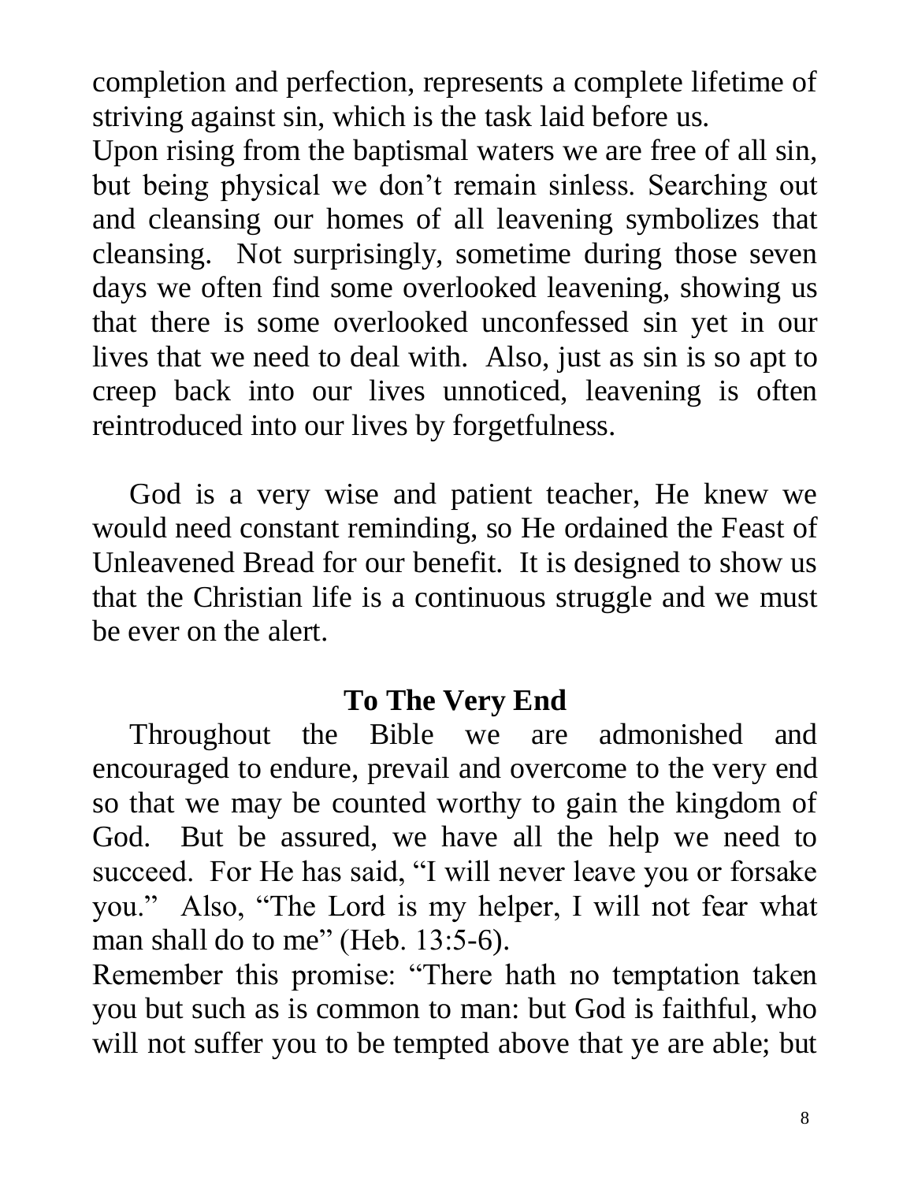completion and perfection, represents a complete lifetime of striving against sin, which is the task laid before us.

Upon rising from the baptismal waters we are free of all sin, but being physical we don't remain sinless. Searching out and cleansing our homes of all leavening symbolizes that cleansing. Not surprisingly, sometime during those seven days we often find some overlooked leavening, showing us that there is some overlooked unconfessed sin yet in our lives that we need to deal with. Also, just as sin is so apt to creep back into our lives unnoticed, leavening is often reintroduced into our lives by forgetfulness.

God is a very wise and patient teacher, He knew we would need constant reminding, so He ordained the Feast of Unleavened Bread for our benefit. It is designed to show us that the Christian life is a continuous struggle and we must be ever on the alert.

## To The Very End

Throughout the Bible we are admonished and encouraged to endure, prevail and overcome to the very end so that we may be counted worthy to gain the kingdom of God. But be assured, we have all the help we need to succeed. For He has said, "I will never leave you or forsake you." Also, "The Lord is my helper, I will not fear what man shall do to me" (Heb. 13:5-6).

Remember this promise: "There hath no temptation taken you but such as is common to man: but God is faithful, who will not suffer you to be tempted above that ye are able; but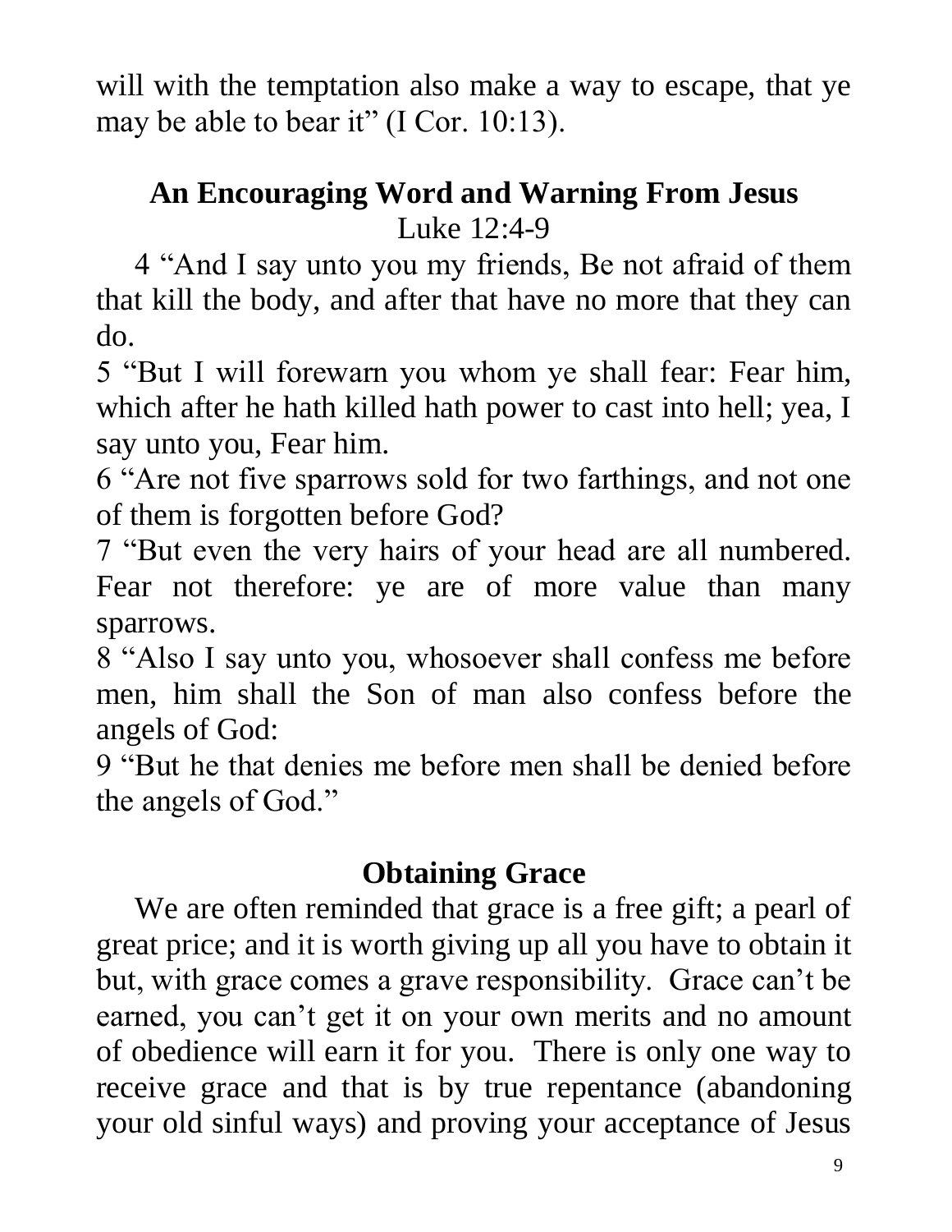will with the temptation also make a way to escape, that ye may be able to bear it" (I Cor. 10:13).

## An Encouraging Word and Warning From Jesus

Luke 12:4-9

4 "And I say unto you my friends, Be not afraid of them that kill the body, and after that have no more that they can do.
5 "But I will forewarn you whom ye shall fear: Fear him, which after he hath killed hath power to cast into hell; yea, I say unto you, Fear him.
6 "Are not five sparrows sold for two farthings, and not one of them is forgotten before God?
7 "But even the very hairs of your head are all numbered. Fear not therefore: ye are of more value than many sparrows.
8 "Also I say unto you, whosoever shall confess me before men, him shall the Son of man also confess before the angels of God:
9 "But he that denies me before men shall be denied before the angels of God."

## Obtaining Grace

We are often reminded that grace is a free gift; a pearl of great price; and it is worth giving up all you have to obtain it but, with grace comes a grave responsibility. Grace can't be earned, you can't get it on your own merits and no amount of obedience will earn it for you. There is only one way to receive grace and that is by true repentance (abandoning your old sinful ways) and proving your acceptance of Jesus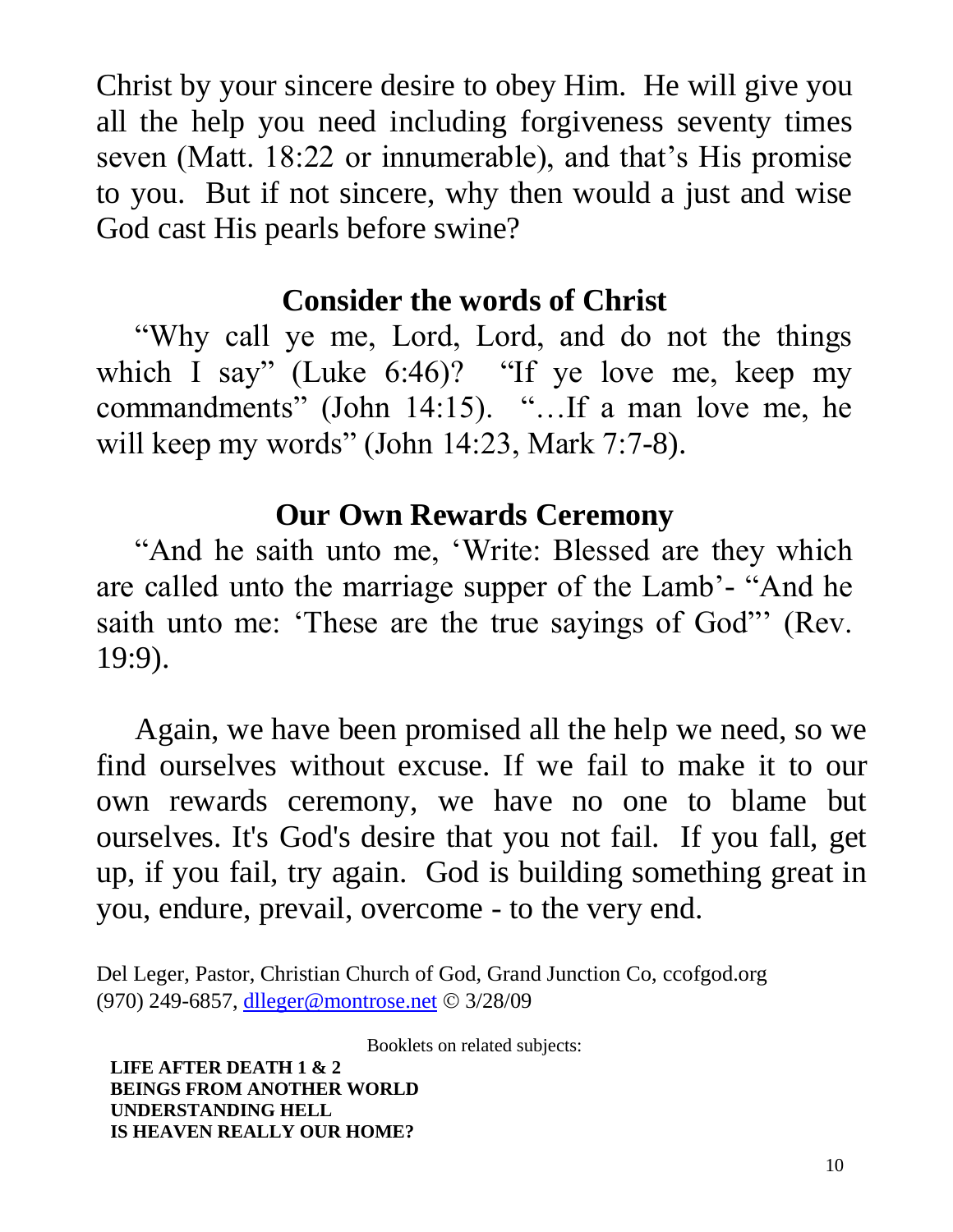Christ by your sincere desire to obey Him. He will give you all the help you need including forgiveness seventy times seven (Matt. 18:22 or innumerable), and that's His promise to you. But if not sincere, why then would a just and wise God cast His pearls before swine?

## Consider the words of Christ

"Why call ye me, Lord, Lord, and do not the things which I say" (Luke 6:46)? "If ye love me, keep my commandments" (John 14:15). "…If a man love me, he will keep my words" (John 14:23, Mark 7:7-8).

## Our Own Rewards Ceremony

"And he saith unto me, 'Write: Blessed are they which are called unto the marriage supper of the Lamb'- "And he saith unto me: 'These are the true sayings of God"' (Rev. 19:9).

Again, we have been promised all the help we need, so we find ourselves without excuse. If we fail to make it to our own rewards ceremony, we have no one to blame but ourselves. It's God's desire that you not fail. If you fall, get up, if you fail, try again. God is building something great in you, endure, prevail, overcome - to the very end.

Del Leger, Pastor, Christian Church of God, Grand Junction Co, ccofgod.org
(970) 249-6857, dlleger@montrose.net © 3/28/09

Booklets on related subjects:

**LIFE AFTER DEATH 1 & 2**
**BEINGS FROM ANOTHER WORLD**
**UNDERSTANDING HELL**
**IS HEAVEN REALLY OUR HOME?**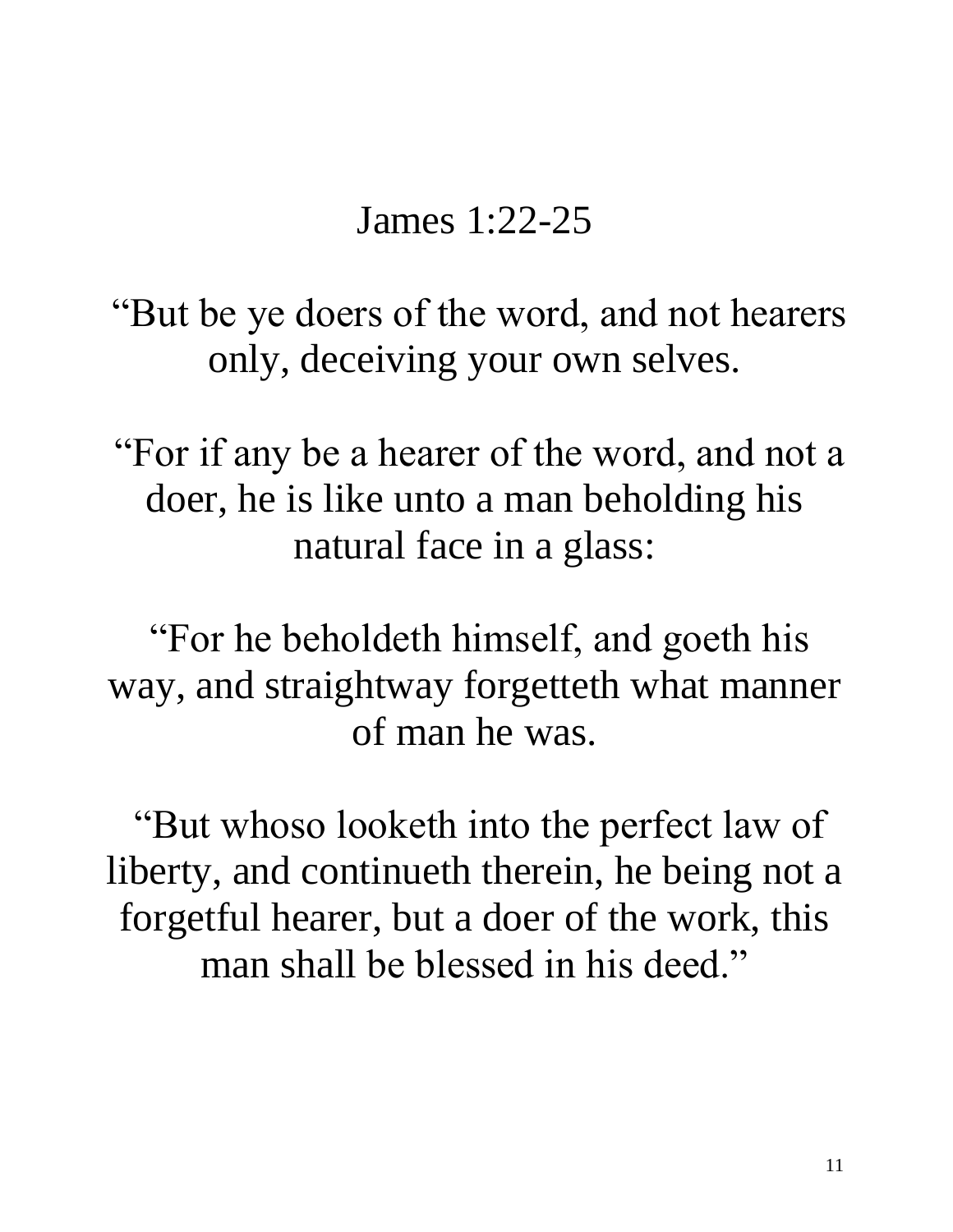James 1:22-25

“But be ye doers of the word, and not hearers only, deceiving your own selves.

“For if any be a hearer of the word, and not a doer, he is like unto a man beholding his natural face in a glass:

“For he beholdeth himself, and goeth his way, and straightway forgetteth what manner of man he was.

“But whoso looketh into the perfect law of liberty, and continueth therein, he being not a forgetful hearer, but a doer of the work, this man shall be blessed in his deed.”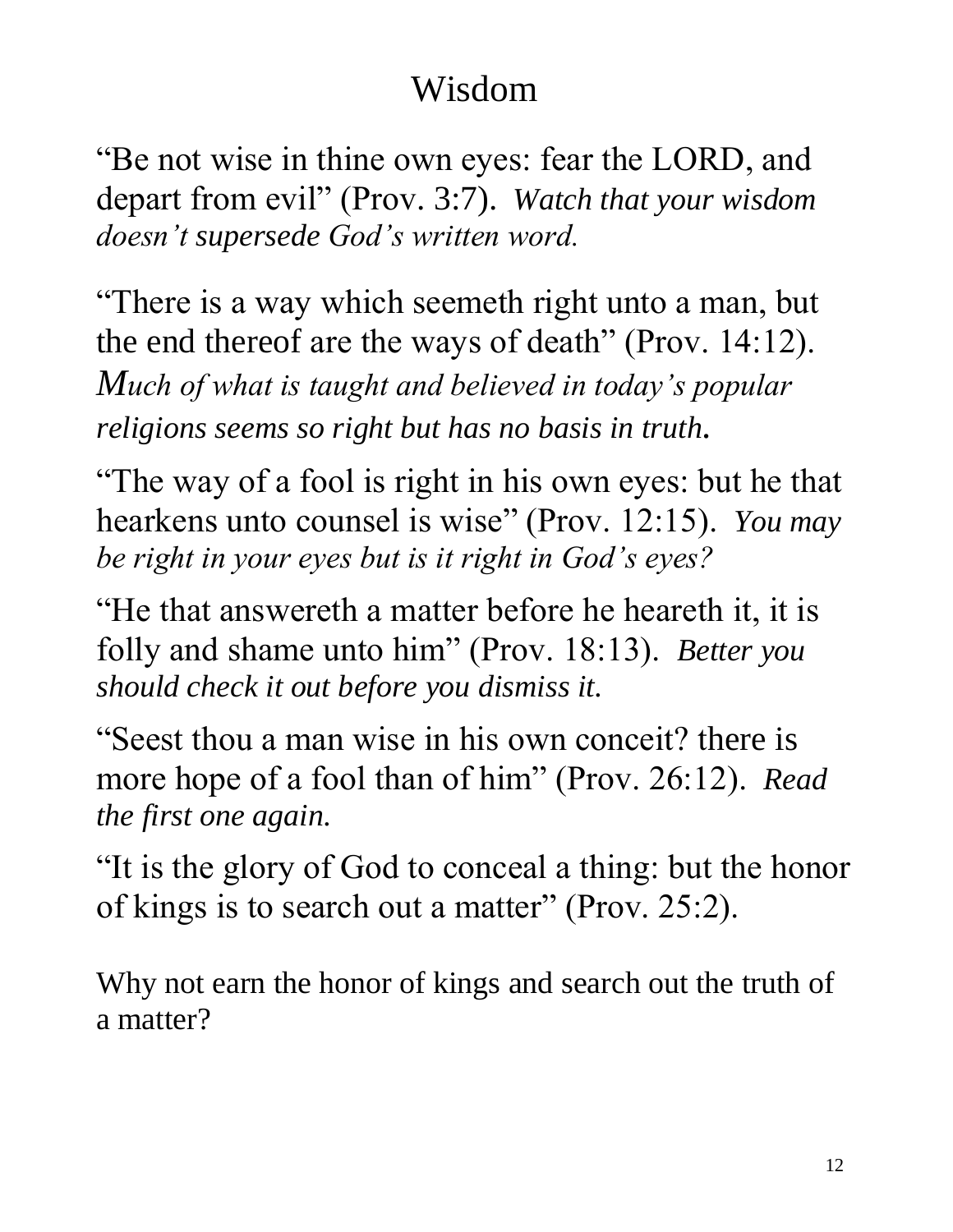# Wisdom

"Be not wise in thine own eyes: fear the LORD, and depart from evil" (Prov. 3:7). *Watch that your wisdom doesn't supersede God's written word.*

"There is a way which seemeth right unto a man, but the end thereof are the ways of death" (Prov. 14:12). *Much of what is taught and believed in today's popular religions seems so right but has no basis in truth.*

"The way of a fool is right in his own eyes: but he that hearkens unto counsel is wise" (Prov. 12:15). *You may be right in your eyes but is it right in God's eyes?*

"He that answereth a matter before he heareth it, it is folly and shame unto him" (Prov. 18:13). *Better you should check it out before you dismiss it.*

"Seest thou a man wise in his own conceit? there is more hope of a fool than of him" (Prov. 26:12). *Read the first one again.*

"It is the glory of God to conceal a thing: but the honor of kings is to search out a matter" (Prov. 25:2).

Why not earn the honor of kings and search out the truth of a matter?